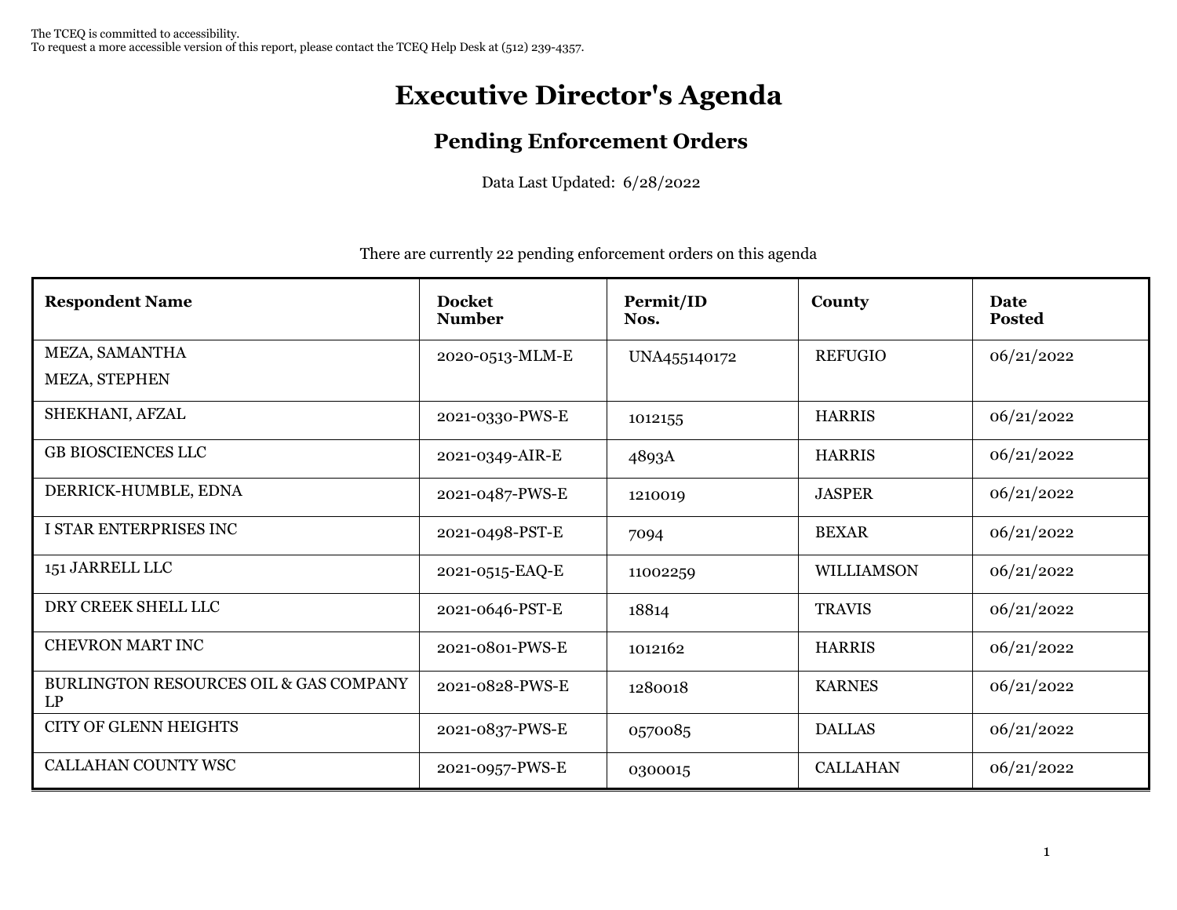The TCEQ is committed to accessibility.
To request a more accessible version of this report, please contact the TCEQ Help Desk at (512) 239-4357.

# Executive Director's Agenda

## Pending Enforcement Orders

Data Last Updated: 6/28/2022

There are currently 22 pending enforcement orders on this agenda

| Respondent Name | Docket Number | Permit/ID Nos. | County | Date Posted |
|---|---|---|---|---|
| MEZA, SAMANTHA<br>MEZA, STEPHEN | 2020-0513-MLM-E | UNA455140172 | REFUGIO | 06/21/2022 |
| SHEKHANI, AFZAL | 2021-0330-PWS-E | 1012155 | HARRIS | 06/21/2022 |
| GB BIOSCIENCES LLC | 2021-0349-AIR-E | 4893A | HARRIS | 06/21/2022 |
| DERRICK-HUMBLE, EDNA | 2021-0487-PWS-E | 1210019 | JASPER | 06/21/2022 |
| I STAR ENTERPRISES INC | 2021-0498-PST-E | 7094 | BEXAR | 06/21/2022 |
| 151 JARRELL LLC | 2021-0515-EAQ-E | 11002259 | WILLIAMSON | 06/21/2022 |
| DRY CREEK SHELL LLC | 2021-0646-PST-E | 18814 | TRAVIS | 06/21/2022 |
| CHEVRON MART INC | 2021-0801-PWS-E | 1012162 | HARRIS | 06/21/2022 |
| BURLINGTON RESOURCES OIL & GAS COMPANY LP | 2021-0828-PWS-E | 1280018 | KARNES | 06/21/2022 |
| CITY OF GLENN HEIGHTS | 2021-0837-PWS-E | 0570085 | DALLAS | 06/21/2022 |
| CALLAHAN COUNTY WSC | 2021-0957-PWS-E | 0300015 | CALLAHAN | 06/21/2022 |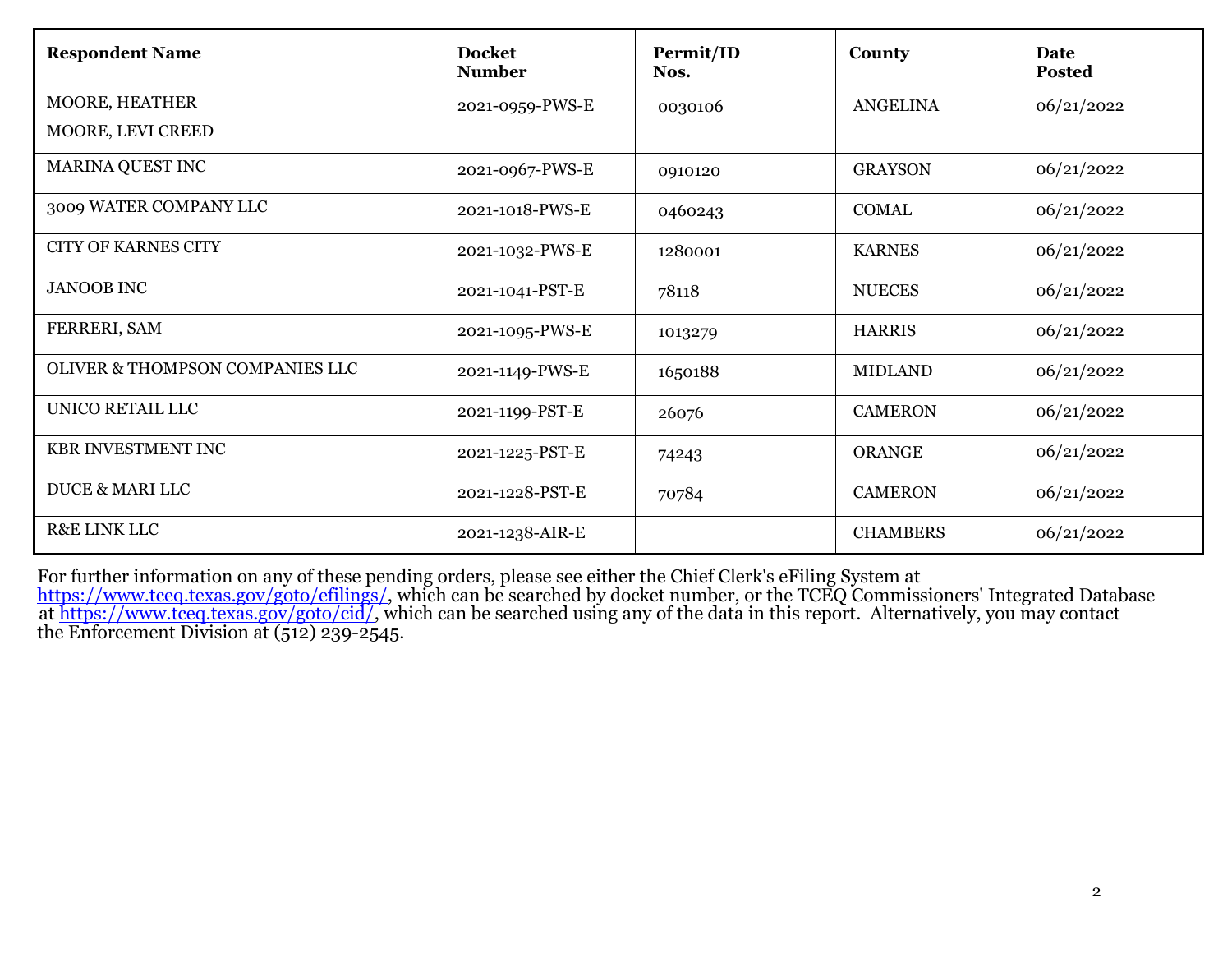| Respondent Name | Docket Number | Permit/ID Nos. | County | Date Posted |
|---|---|---|---|---|
| MOORE, HEATHER<br>MOORE, LEVI CREED | 2021-0959-PWS-E | 0030106 | ANGELINA | 06/21/2022 |
| MARINA QUEST INC | 2021-0967-PWS-E | 0910120 | GRAYSON | 06/21/2022 |
| 3009 WATER COMPANY LLC | 2021-1018-PWS-E | 0460243 | COMAL | 06/21/2022 |
| CITY OF KARNES CITY | 2021-1032-PWS-E | 1280001 | KARNES | 06/21/2022 |
| JANOOB INC | 2021-1041-PST-E | 78118 | NUECES | 06/21/2022 |
| FERRERI, SAM | 2021-1095-PWS-E | 1013279 | HARRIS | 06/21/2022 |
| OLIVER & THOMPSON COMPANIES LLC | 2021-1149-PWS-E | 1650188 | MIDLAND | 06/21/2022 |
| UNICO RETAIL LLC | 2021-1199-PST-E | 26076 | CAMERON | 06/21/2022 |
| KBR INVESTMENT INC | 2021-1225-PST-E | 74243 | ORANGE | 06/21/2022 |
| DUCE & MARI LLC | 2021-1228-PST-E | 70784 | CAMERON | 06/21/2022 |
| R&E LINK LLC | 2021-1238-AIR-E | | CHAMBERS | 06/21/2022 |

For further information on any of these pending orders, please see either the Chief Clerk's eFiling System at https://www.tceq.texas.gov/goto/efilings/, which can be searched by docket number, or the TCEQ Commissioners' Integrated Database at https://www.tceq.texas.gov/goto/cid/, which can be searched using any of the data in this report. Alternatively, you may contact the Enforcement Division at (512) 239-2545.